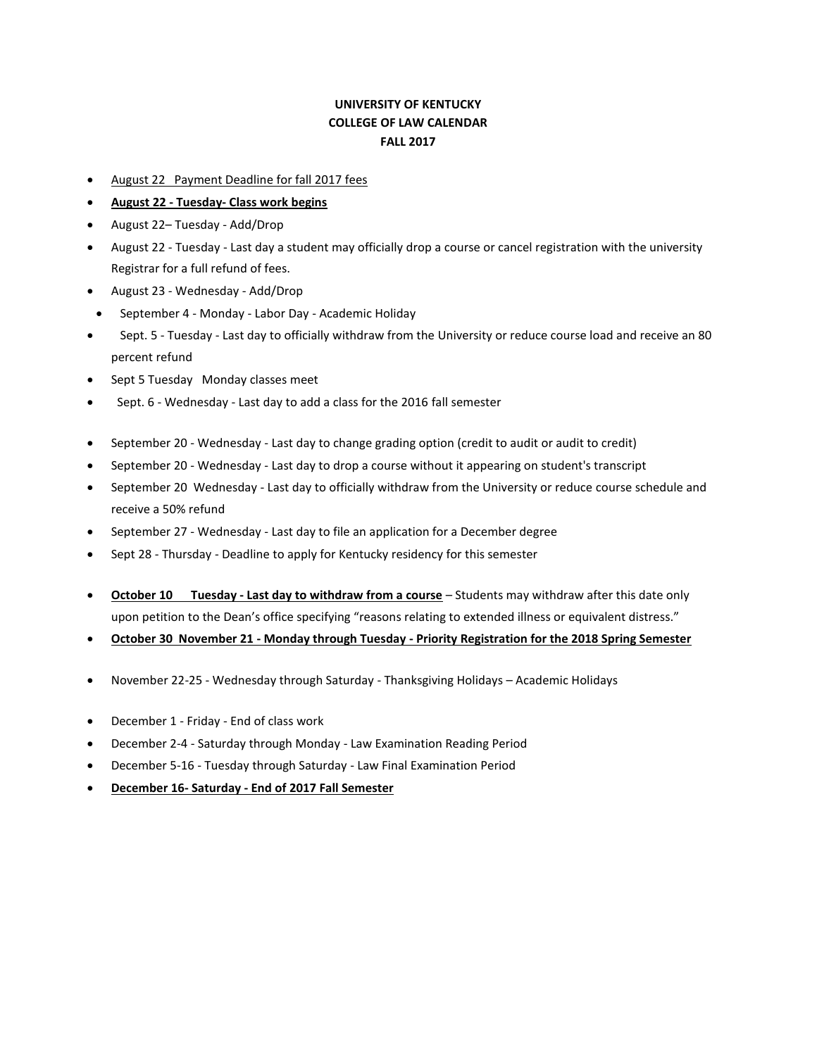**UNIVERSITY OF KENTUCKY**
**COLLEGE OF LAW CALENDAR**
**FALL 2017**

- <u>August 22 Payment Deadline for fall 2017 fees</u>
- <u>**August 22 - Tuesday- Class work begins**</u>
- August 22– Tuesday - Add/Drop
- August 22 - Tuesday - Last day a student may officially drop a course or cancel registration with the university Registrar for a full refund of fees.
- August 23 - Wednesday - Add/Drop
- September 4 - Monday - Labor Day - Academic Holiday
- Sept. 5 - Tuesday - Last day to officially withdraw from the University or reduce course load and receive an 80 percent refund
- Sept 5 Tuesday Monday classes meet
- Sept. 6 - Wednesday - Last day to add a class for the 2016 fall semester

- September 20 - Wednesday - Last day to change grading option (credit to audit or audit to credit)
- September 20 - Wednesday - Last day to drop a course without it appearing on student's transcript
- September 20 Wednesday - Last day to officially withdraw from the University or reduce course schedule and receive a 50% refund
- September 27 - Wednesday - Last day to file an application for a December degree
- Sept 28 - Thursday - Deadline to apply for Kentucky residency for this semester

- <u>**October 10 Tuesday - Last day to withdraw from a course**</u> – Students may withdraw after this date only upon petition to the Dean's office specifying "reasons relating to extended illness or equivalent distress."
- <u>**October 30 November 21 - Monday through Tuesday - Priority Registration for the 2018 Spring Semester**</u>

- November 22-25 - Wednesday through Saturday - Thanksgiving Holidays – Academic Holidays

- December 1 - Friday - End of class work
- December 2-4 - Saturday through Monday - Law Examination Reading Period
- December 5-16 - Tuesday through Saturday - Law Final Examination Period
- <u>**December 16- Saturday - End of 2017 Fall Semester**</u>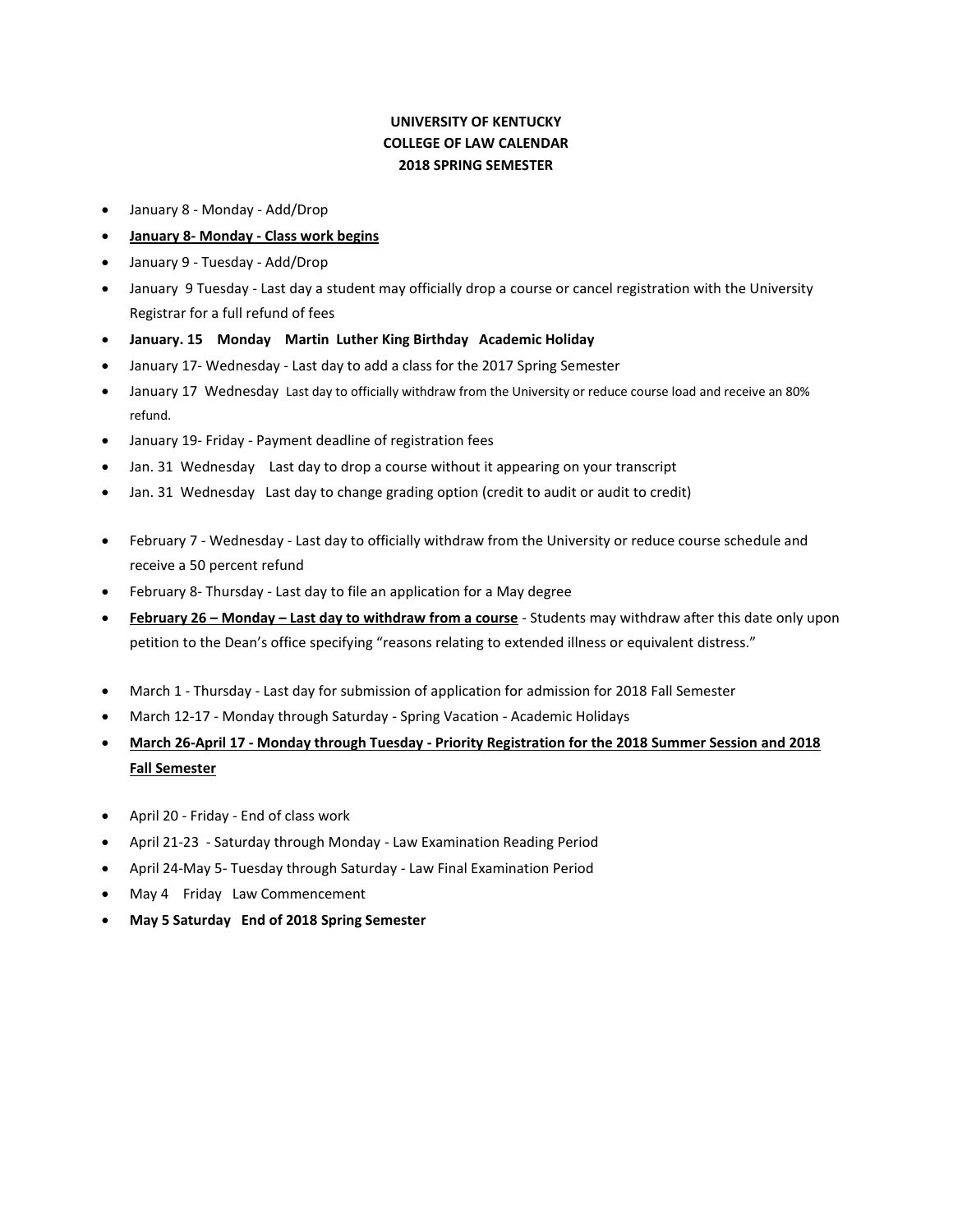**UNIVERSITY OF KENTUCKY**
**COLLEGE OF LAW CALENDAR**
**2018 SPRING SEMESTER**

- January 8 - Monday - Add/Drop
- **<u>January 8- Monday - Class work begins</u>**
- January 9 - Tuesday - Add/Drop
- January 9 Tuesday - Last day a student may officially drop a course or cancel registration with the University Registrar for a full refund of fees
- **January. 15 Monday Martin Luther King Birthday Academic Holiday**
- January 17- Wednesday - Last day to add a class for the 2017 Spring Semester
- January 17 Wednesday Last day to officially withdraw from the University or reduce course load and receive an 80% refund.
- January 19- Friday - Payment deadline of registration fees
- Jan. 31 Wednesday Last day to drop a course without it appearing on your transcript
- Jan. 31 Wednesday Last day to change grading option (credit to audit or audit to credit)

- February 7 - Wednesday - Last day to officially withdraw from the University or reduce course schedule and receive a 50 percent refund
- February 8- Thursday - Last day to file an application for a May degree
- **<u>February 26 – Monday – Last day to withdraw from a course</u>** - Students may withdraw after this date only upon petition to the Dean's office specifying "reasons relating to extended illness or equivalent distress."

- March 1 - Thursday - Last day for submission of application for admission for 2018 Fall Semester
- March 12-17 - Monday through Saturday - Spring Vacation - Academic Holidays
- **<u>March 26-April 17 - Monday through Tuesday - Priority Registration for the 2018 Summer Session and 2018 Fall Semester</u>**

- April 20 - Friday - End of class work
- April 21-23 - Saturday through Monday - Law Examination Reading Period
- April 24-May 5- Tuesday through Saturday - Law Final Examination Period
- May 4 Friday Law Commencement
- **May 5 Saturday End of 2018 Spring Semester**